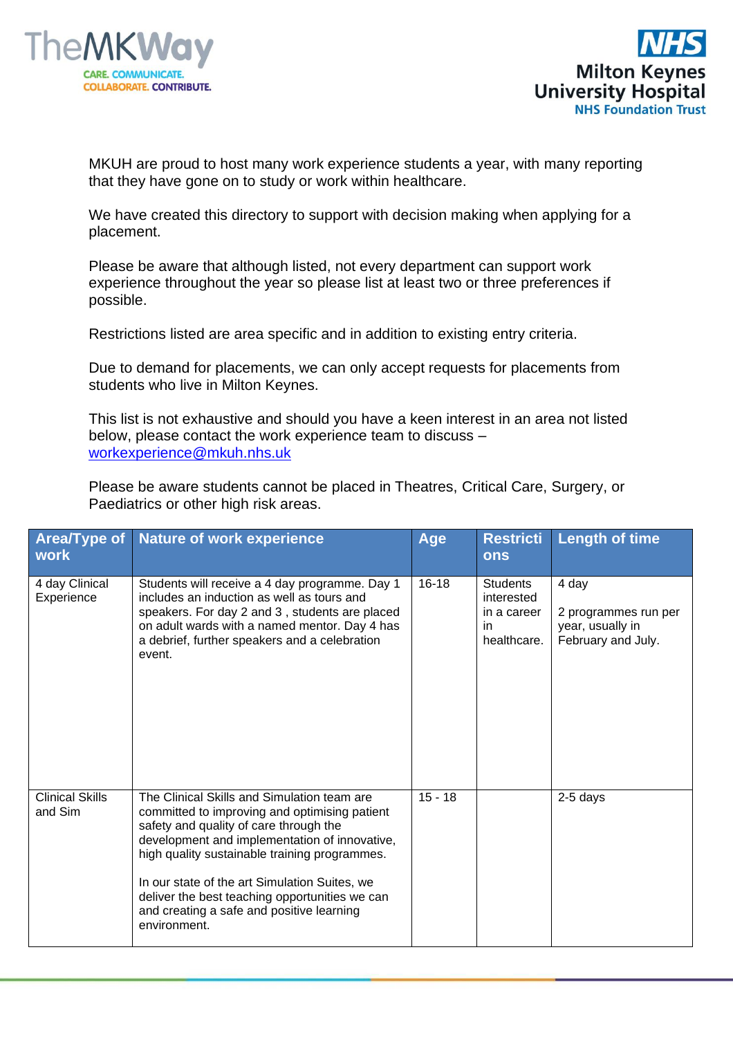MKUH are proud to host many work experience students a year, with many reporting that they have gone on to study or work within healthcare.

We have created this directory to support with decision making when applying for a placement.

Please be aware that although listed, not every department can support work experience throughout the year so please list at least two or three preferences if possible.

Restrictions listed are area specific and in addition to existing entry criteria.

Due to demand for placements, we can only accept requests for placements from students who live in Milton Keynes.

This list is not exhaustive and should you have a keen interest in an area not listed below, please contact the work experience team to discuss – workexperience@mkuh.nhs.uk

Please be aware students cannot be placed in Theatres, Critical Care, Surgery, or Paediatrics or other high risk areas.

| Area/Type of work | Nature of work experience | Age | Restrictions | Length of time |
|---|---|---|---|---|
| 4 day Clinical Experience | Students will receive a 4 day programme. Day 1 includes an induction as well as tours and speakers. For day 2 and 3 , students are placed on adult wards with a named mentor. Day 4 has a debrief, further speakers and a celebration event. | 16-18 | Students interested in a career in healthcare. | 4 day<br><br>2 programmes run per year, usually in February and July. |
| Clinical Skills and Sim | The Clinical Skills and Simulation team are committed to improving and optimising patient safety and quality of care through the development and implementation of innovative, high quality sustainable training programmes.<br><br>In our state of the art Simulation Suites, we deliver the best teaching opportunities we can and creating a safe and positive learning environment. | 15 - 18 | | 2-5 days |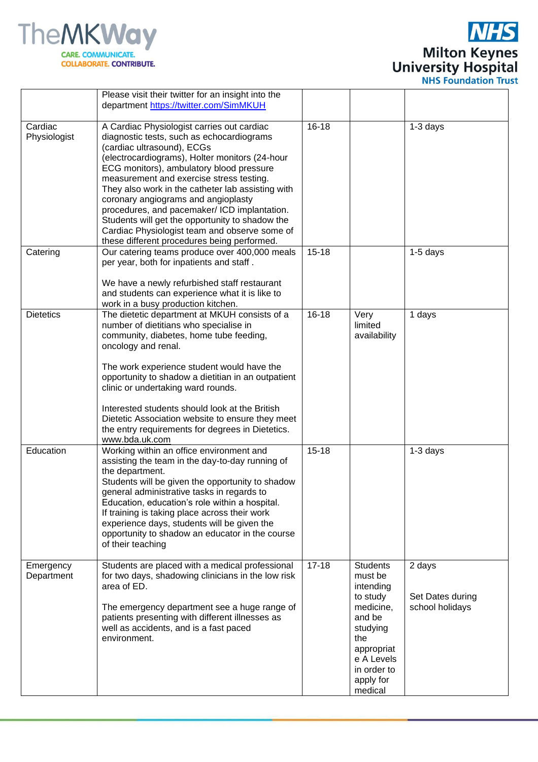| | | | | |
|---|---|---|---|---|
| | Please visit their twitter for an insight into the department https://twitter.com/SimMKUH | | | |
| Cardiac Physiologist | A Cardiac Physiologist carries out cardiac diagnostic tests, such as echocardiograms (cardiac ultrasound), ECGs (electrocardiograms), Holter monitors (24-hour ECG monitors), ambulatory blood pressure measurement and exercise stress testing. They also work in the catheter lab assisting with coronary angiograms and angioplasty procedures, and pacemaker/ ICD implantation. Students will get the opportunity to shadow the Cardiac Physiologist team and observe some of these different procedures being performed. | 16-18 | | 1-3 days |
| Catering | Our catering teams produce over 400,000 meals per year, both for inpatients and staff .<br><br>We have a newly refurbished staff restaurant and students can experience what it is like to work in a busy production kitchen. | 15-18 | | 1-5 days |
| Dietetics | The dietetic department at MKUH consists of a number of dietitians who specialise in community, diabetes, home tube feeding, oncology and renal.<br><br>The work experience student would have the opportunity to shadow a dietitian in an outpatient clinic or undertaking ward rounds.<br><br>Interested students should look at the British Dietetic Association website to ensure they meet the entry requirements for degrees in Dietetics. www.bda.uk.com | 16-18 | Very limited availability | 1 days |
| Education | Working within an office environment and assisting the team in the day-to-day running of the department.<br>Students will be given the opportunity to shadow general administrative tasks in regards to Education, education's role within a hospital.<br>If training is taking place across their work experience days, students will be given the opportunity to shadow an educator in the course of their teaching | 15-18 | | 1-3 days |
| Emergency Department | Students are placed with a medical professional for two days, shadowing clinicians in the low risk area of ED.<br><br>The emergency department see a huge range of patients presenting with different illnesses as well as accidents, and is a fast paced environment. | 17-18 | Students must be intending to study medicine, and be studying the appropriate A Levels in order to apply for medical | 2 days<br><br>Set Dates during school holidays |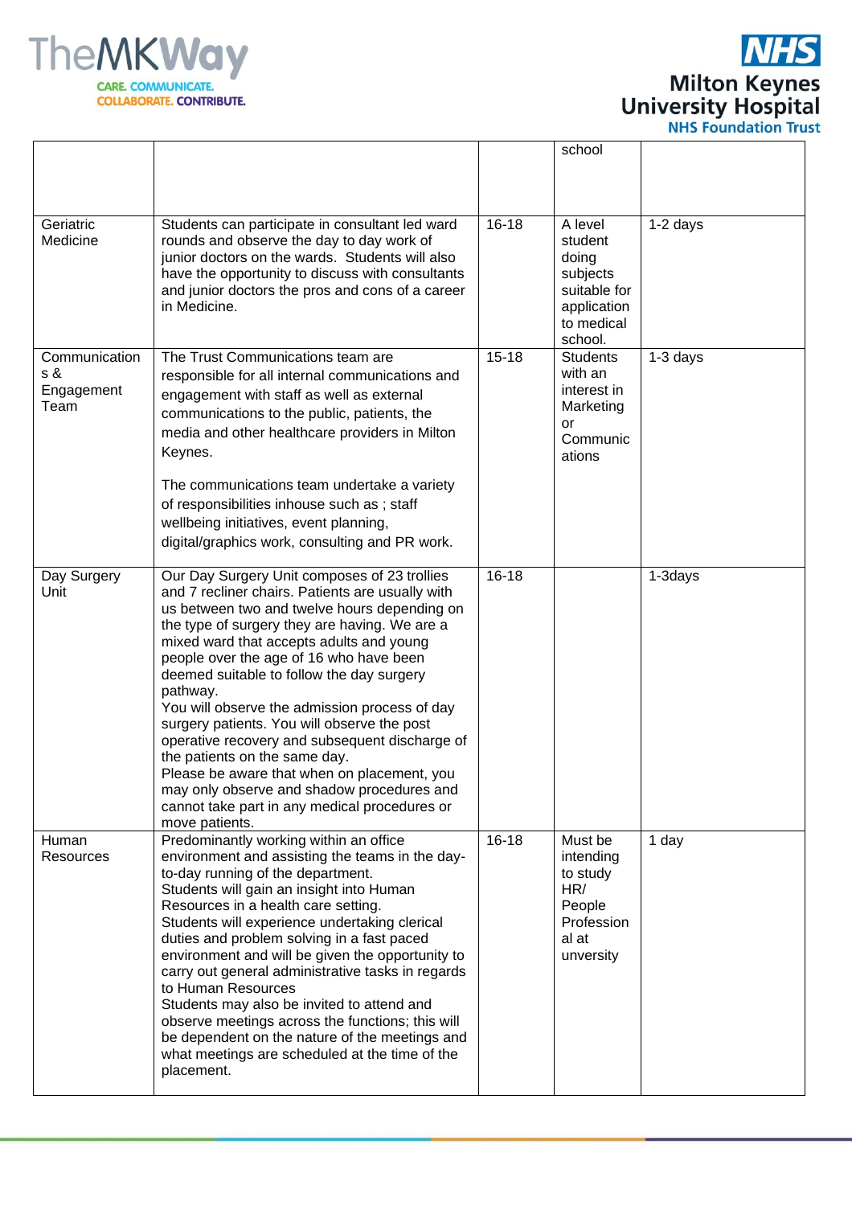| | | | | |
|---|---|---|---|---|
| | | | school | |
| Geriatric Medicine | Students can participate in consultant led ward rounds and observe the day to day work of junior doctors on the wards. Students will also have the opportunity to discuss with consultants and junior doctors the pros and cons of a career in Medicine. | 16-18 | A level student doing subjects suitable for application to medical school. | 1-2 days |
| Communications & Engagement Team | The Trust Communications team are responsible for all internal communications and engagement with staff as well as external communications to the public, patients, the media and other healthcare providers in Milton Keynes.<br><br>The communications team undertake a variety of responsibilities inhouse such as ; staff wellbeing initiatives, event planning, digital/graphics work, consulting and PR work. | 15-18 | Students with an interest in Marketing or Communications | 1-3 days |
| Day Surgery Unit | Our Day Surgery Unit composes of 23 trollies and 7 recliner chairs. Patients are usually with us between two and twelve hours depending on the type of surgery they are having. We are a mixed ward that accepts adults and young people over the age of 16 who have been deemed suitable to follow the day surgery pathway.<br>You will observe the admission process of day surgery patients. You will observe the post operative recovery and subsequent discharge of the patients on the same day.<br>Please be aware that when on placement, you may only observe and shadow procedures and cannot take part in any medical procedures or move patients. | 16-18 | | 1-3days |
| Human Resources | Predominantly working within an office environment and assisting the teams in the day-to-day running of the department.<br>Students will gain an insight into Human Resources in a health care setting.<br>Students will experience undertaking clerical duties and problem solving in a fast paced environment and will be given the opportunity to carry out general administrative tasks in regards to Human Resources<br>Students may also be invited to attend and observe meetings across the functions; this will be dependent on the nature of the meetings and what meetings are scheduled at the time of the placement. | 16-18 | Must be intending to study HR/ People Professional at unversity | 1 day |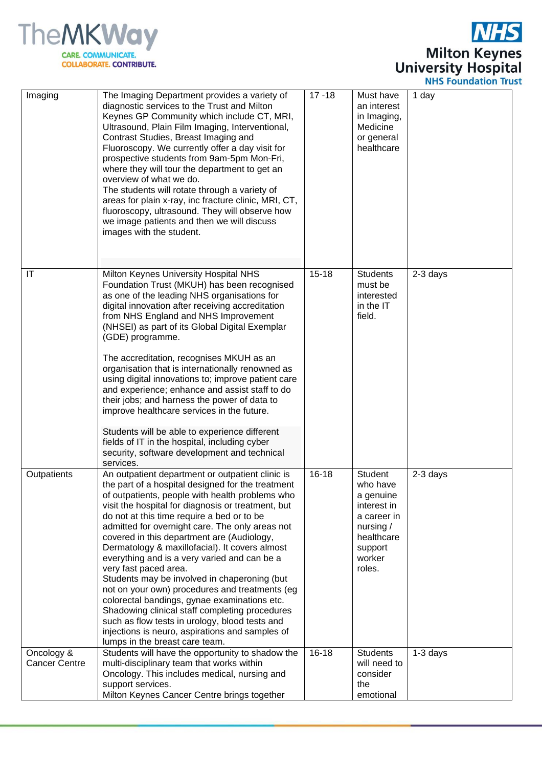| | | | | |
|---|---|---|---|---|
| Imaging | The Imaging Department provides a variety of diagnostic services to the Trust and Milton Keynes GP Community which include CT, MRI, Ultrasound, Plain Film Imaging, Interventional, Contrast Studies, Breast Imaging and Fluoroscopy. We currently offer a day visit for prospective students from 9am-5pm Mon-Fri, where they will tour the department to get an overview of what we do.<br>The students will rotate through a variety of areas for plain x-ray, inc fracture clinic, MRI, CT, fluoroscopy, ultrasound. They will observe how we image patients and then we will discuss images with the student. | 17 -18 | Must have an interest in Imaging, Medicine or general healthcare | 1 day |
| IT | Milton Keynes University Hospital NHS Foundation Trust (MKUH) has been recognised as one of the leading NHS organisations for digital innovation after receiving accreditation from NHS England and NHS Improvement (NHSEI) as part of its Global Digital Exemplar (GDE) programme.<br><br>The accreditation, recognises MKUH as an organisation that is internationally renowned as using digital innovations to; improve patient care and experience; enhance and assist staff to do their jobs; and harness the power of data to improve healthcare services in the future.<br><br>Students will be able to experience different fields of IT in the hospital, including cyber security, software development and technical services. | 15-18 | Students must be interested in the IT field. | 2-3 days |
| Outpatients | An outpatient department or outpatient clinic is the part of a hospital designed for the treatment of outpatients, people with health problems who visit the hospital for diagnosis or treatment, but do not at this time require a bed or to be admitted for overnight care. The only areas not covered in this department are (Audiology, Dermatology & maxillofacial). It covers almost everything and is a very varied and can be a very fast paced area.<br>Students may be involved in chaperoning (but not on your own) procedures and treatments (eg colorectal bandings, gynae examinations etc. Shadowing clinical staff completing procedures such as flow tests in urology, blood tests and injections is neuro, aspirations and samples of lumps in the breast care team. | 16-18 | Student who have a genuine interest in a career in nursing / healthcare support worker roles. | 2-3 days |
| Oncology & Cancer Centre | Students will have the opportunity to shadow the multi-disciplinary team that works within Oncology. This includes medical, nursing and support services.<br>Milton Keynes Cancer Centre brings together | 16-18 | Students will need to consider the emotional | 1-3 days |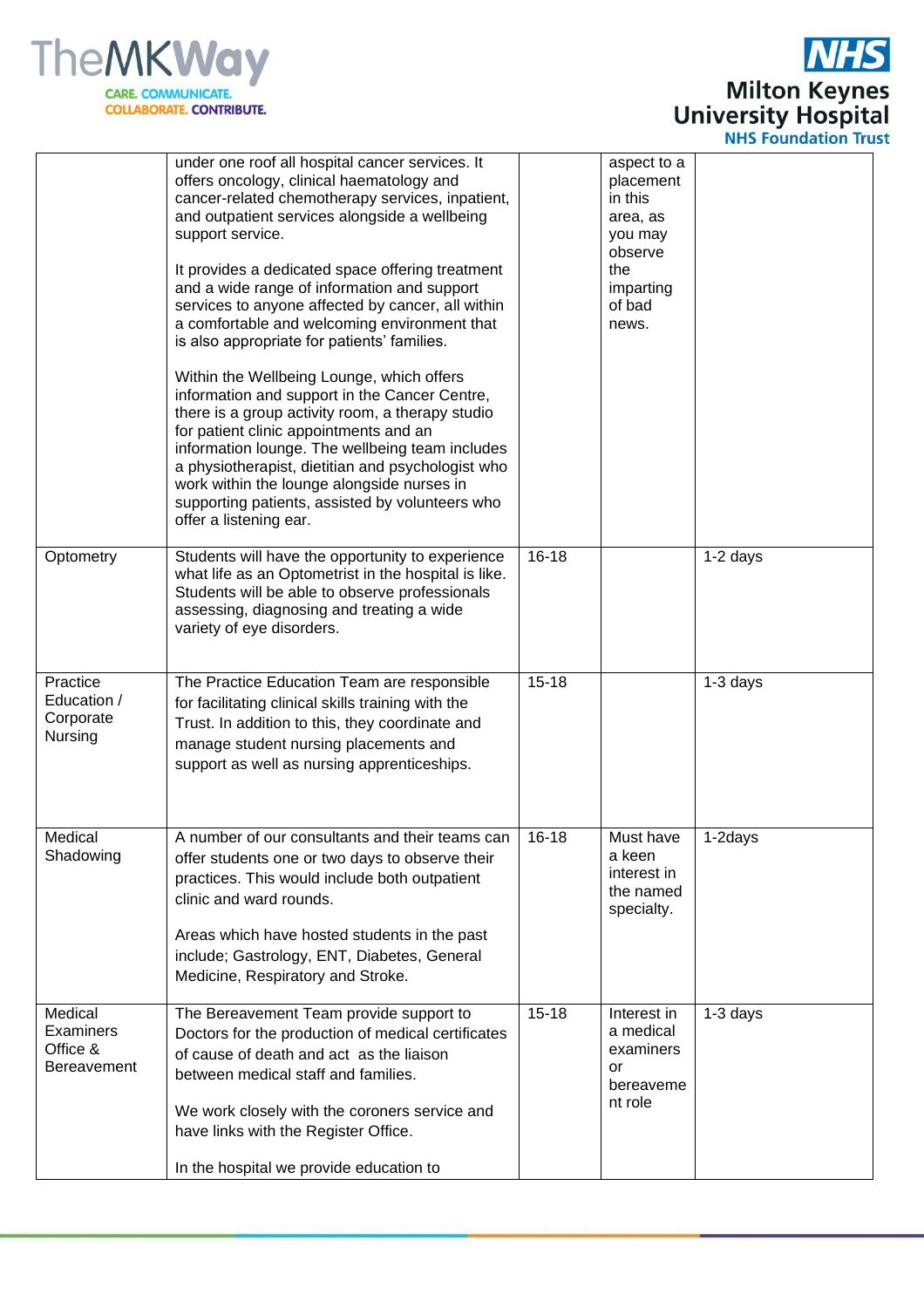| | | | | |
|---|---|---|---|---|
| | under one roof all hospital cancer services. It offers oncology, clinical haematology and cancer-related chemotherapy services, inpatient, and outpatient services alongside a wellbeing support service.<br><br>It provides a dedicated space offering treatment and a wide range of information and support services to anyone affected by cancer, all within a comfortable and welcoming environment that is also appropriate for patients' families.<br><br>Within the Wellbeing Lounge, which offers information and support in the Cancer Centre, there is a group activity room, a therapy studio for patient clinic appointments and an information lounge. The wellbeing team includes a physiotherapist, dietitian and psychologist who work within the lounge alongside nurses in supporting patients, assisted by volunteers who offer a listening ear. | | aspect to a placement in this area, as you may observe the imparting of bad news. | |
| Optometry | Students will have the opportunity to experience what life as an Optometrist in the hospital is like. Students will be able to observe professionals assessing, diagnosing and treating a wide variety of eye disorders. | 16-18 | | 1-2 days |
| Practice Education / Corporate Nursing | The Practice Education Team are responsible for facilitating clinical skills training with the Trust. In addition to this, they coordinate and manage student nursing placements and support as well as nursing apprenticeships. | 15-18 | | 1-3 days |
| Medical Shadowing | A number of our consultants and their teams can offer students one or two days to observe their practices. This would include both outpatient clinic and ward rounds.<br><br>Areas which have hosted students in the past include; Gastrology, ENT, Diabetes, General Medicine, Respiratory and Stroke. | 16-18 | Must have a keen interest in the named specialty. | 1-2days |
| Medical Examiners Office & Bereavement | The Bereavement Team provide support to Doctors for the production of medical certificates of cause of death and act as the liaison between medical staff and families.<br><br>We work closely with the coroners service and have links with the Register Office.<br><br>In the hospital we provide education to | 15-18 | Interest in a medical examiners or bereavement role | 1-3 days |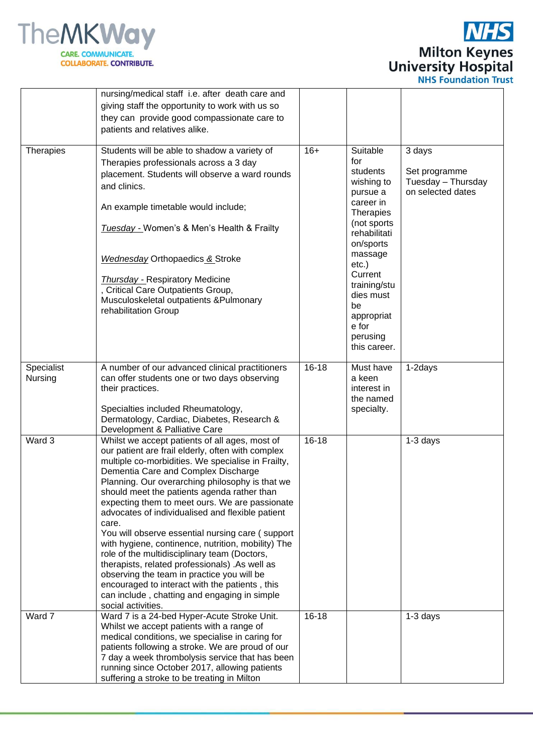| | | | | |
|---|---|---|---|---|
| | nursing/medical staff i.e. after death care and giving staff the opportunity to work with us so they can provide good compassionate care to patients and relatives alike. | | | |
| Therapies | Students will be able to shadow a variety of Therapies professionals across a 3 day placement. Students will observe a ward rounds and clinics.<br><br>An example timetable would include;<br><br>*Tuesday -* Women's & Men's Health & Frailty<br><br>*Wednesday* Orthopaedics & Stroke<br><br>*Thursday -* Respiratory Medicine , Critical Care Outpatients Group, Musculoskeletal outpatients &Pulmonary rehabilitation Group | 16+ | Suitable for students wishing to pursue a career in Therapies (not sports rehabilitation/sports massage etc.) Current training/studies must be appropriate for perusing this career. | 3 days<br><br>Set programme Tuesday – Thursday on selected dates |
| Specialist Nursing | A number of our advanced clinical practitioners can offer students one or two days observing their practices.<br><br>Specialties included Rheumatology, Dermatology, Cardiac, Diabetes, Research & Development & Palliative Care | 16-18 | Must have a keen interest in the named specialty. | 1-2days |
| Ward 3 | Whilst we accept patients of all ages, most of our patient are frail elderly, often with complex multiple co-morbidities. We specialise in Frailty, Dementia Care and Complex Discharge Planning. Our overarching philosophy is that we should meet the patients agenda rather than expecting them to meet ours. We are passionate advocates of individualised and flexible patient care.<br>You will observe essential nursing care ( support with hygiene, continence, nutrition, mobility) The role of the multidisciplinary team (Doctors, therapists, related professionals) .As well as observing the team in practice you will be encouraged to interact with the patients , this can include , chatting and engaging in simple social activities. | 16-18 | | 1-3 days |
| Ward 7 | Ward 7 is a 24-bed Hyper-Acute Stroke Unit. Whilst we accept patients with a range of medical conditions, we specialise in caring for patients following a stroke. We are proud of our 7 day a week thrombolysis service that has been running since October 2017, allowing patients suffering a stroke to be treating in Milton | 16-18 | | 1-3 days |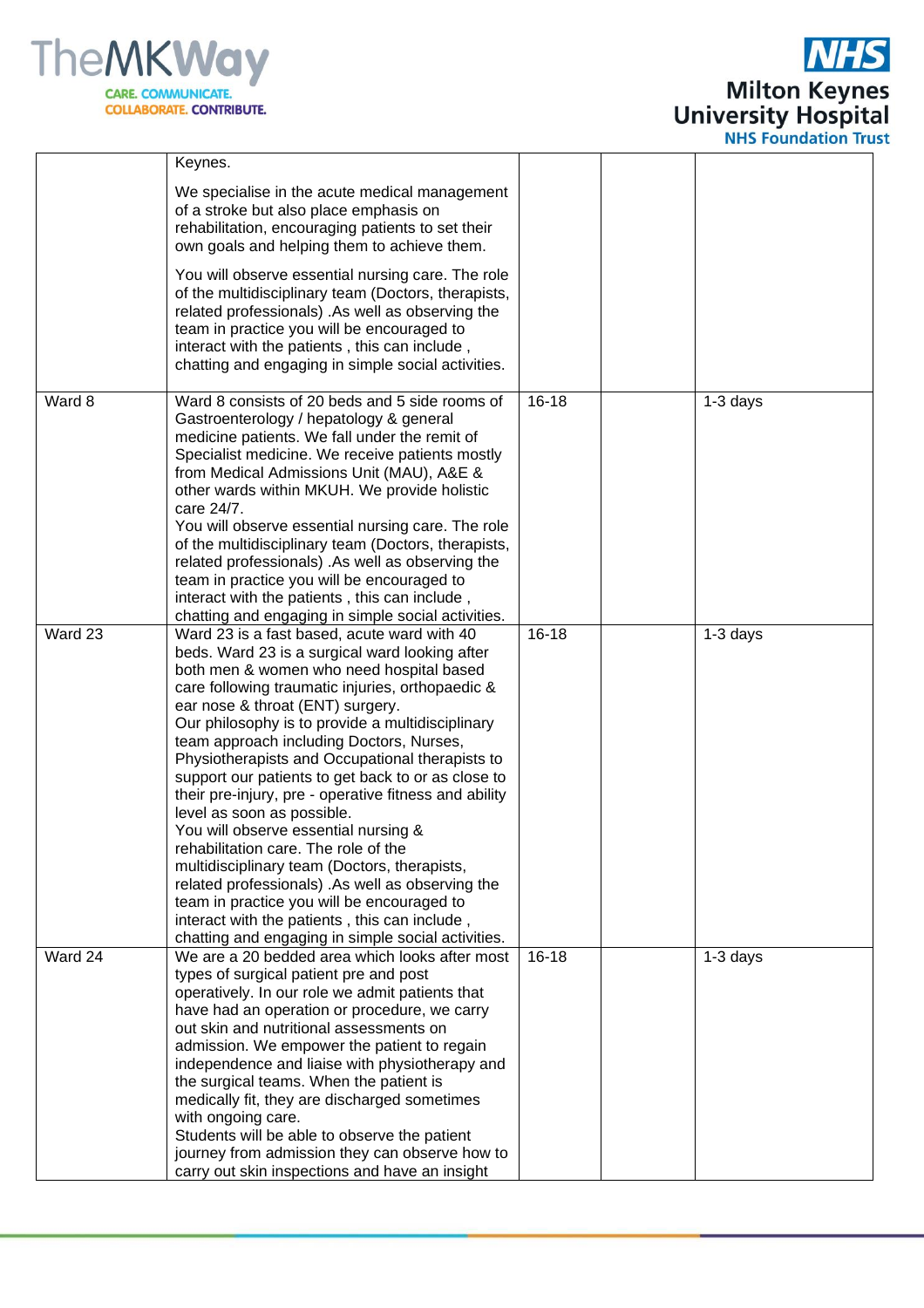| | | | | |
|---|---|---|---|---|
| | Keynes.<br><br>We specialise in the acute medical management of a stroke but also place emphasis on rehabilitation, encouraging patients to set their own goals and helping them to achieve them.<br><br>You will observe essential nursing care. The role of the multidisciplinary team (Doctors, therapists, related professionals) .As well as observing the team in practice you will be encouraged to interact with the patients , this can include , chatting and engaging in simple social activities. | | | |
| Ward 8 | Ward 8 consists of 20 beds and 5 side rooms of Gastroenterology / hepatology & general medicine patients. We fall under the remit of Specialist medicine. We receive patients mostly from Medical Admissions Unit (MAU), A&E & other wards within MKUH. We provide holistic care 24/7.<br>You will observe essential nursing care. The role of the multidisciplinary team (Doctors, therapists, related professionals) .As well as observing the team in practice you will be encouraged to interact with the patients , this can include , chatting and engaging in simple social activities. | 16-18 | | 1-3 days |
| Ward 23 | Ward 23 is a fast based, acute ward with 40 beds. Ward 23 is a surgical ward looking after both men & women who need hospital based care following traumatic injuries, orthopaedic & ear nose & throat (ENT) surgery.<br>Our philosophy is to provide a multidisciplinary team approach including Doctors, Nurses, Physiotherapists and Occupational therapists to support our patients to get back to or as close to their pre-injury, pre - operative fitness and ability level as soon as possible.<br>You will observe essential nursing & rehabilitation care. The role of the multidisciplinary team (Doctors, therapists, related professionals) .As well as observing the team in practice you will be encouraged to interact with the patients , this can include , chatting and engaging in simple social activities. | 16-18 | | 1-3 days |
| Ward 24 | We are a 20 bedded area which looks after most types of surgical patient pre and post operatively. In our role we admit patients that have had an operation or procedure, we carry out skin and nutritional assessments on admission. We empower the patient to regain independence and liaise with physiotherapy and the surgical teams. When the patient is medically fit, they are discharged sometimes with ongoing care.<br>Students will be able to observe the patient journey from admission they can observe how to carry out skin inspections and have an insight | 16-18 | | 1-3 days |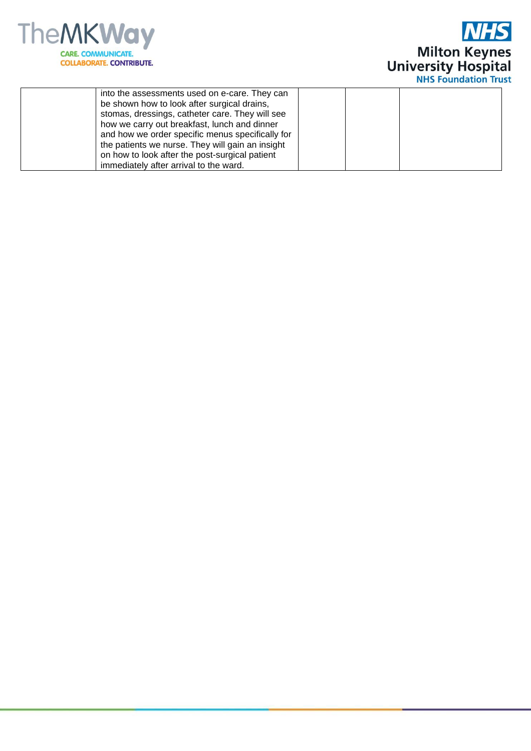| | | | | |
|---|---|---|---|---|
| | into the assessments used on e-care. They can be shown how to look after surgical drains, stomas, dressings, catheter care. They will see how we carry out breakfast, lunch and dinner and how we order specific menus specifically for the patients we nurse. They will gain an insight on how to look after the post-surgical patient immediately after arrival to the ward. | | | |